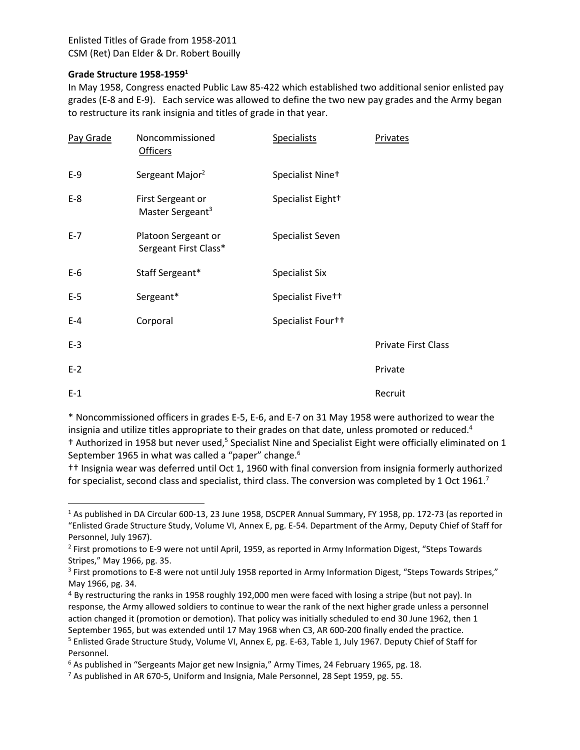Enlisted Titles of Grade from 1958-2011
CSM (Ret) Dan Elder & Dr. Robert Bouilly

**Grade Structure 1958-1959**[1]

In May 1958, Congress enacted Public Law 85-422 which established two additional senior enlisted pay grades (E-8 and E-9). Each service was allowed to define the two new pay grades and the Army began to restructure its rank insignia and titles of grade in that year.

| Pay Grade | Noncommissioned Officers | Specialists | Privates |
|---|---|---|---|
| E-9 | Sergeant Major[2] | Specialist Nine† | |
| E-8 | First Sergeant or Master Sergeant[3] | Specialist Eight† | |
| E-7 | Platoon Sergeant or Sergeant First Class* | Specialist Seven | |
| E-6 | Staff Sergeant* | Specialist Six | |
| E-5 | Sergeant* | Specialist Five†† | |
| E-4 | Corporal | Specialist Four†† | |
| E-3 | | | Private First Class |
| E-2 | | | Private |
| E-1 | | | Recruit |

* Noncommissioned officers in grades E-5, E-6, and E-7 on 31 May 1958 were authorized to wear the insignia and utilize titles appropriate to their grades on that date, unless promoted or reduced.[4]
† Authorized in 1958 but never used,[5] Specialist Nine and Specialist Eight were officially eliminated on 1 September 1965 in what was called a "paper" change.[6]
†† Insignia wear was deferred until Oct 1, 1960 with final conversion from insignia formerly authorized for specialist, second class and specialist, third class. The conversion was completed by 1 Oct 1961.[7]

---

[1] As published in DA Circular 600-13, 23 June 1958, DSCPER Annual Summary, FY 1958, pp. 172-73 (as reported in "Enlisted Grade Structure Study, Volume VI, Annex E, pg. E-54. Department of the Army, Deputy Chief of Staff for Personnel, July 1967).
[2] First promotions to E-9 were not until April, 1959, as reported in Army Information Digest, "Steps Towards Stripes," May 1966, pg. 35.
[3] First promotions to E-8 were not until July 1958 reported in Army Information Digest, "Steps Towards Stripes," May 1966, pg. 34.
[4] By restructuring the ranks in 1958 roughly 192,000 men were faced with losing a stripe (but not pay). In response, the Army allowed soldiers to continue to wear the rank of the next higher grade unless a personnel action changed it (promotion or demotion). That policy was initially scheduled to end 30 June 1962, then 1 September 1965, but was extended until 17 May 1968 when C3, AR 600-200 finally ended the practice.
[5] Enlisted Grade Structure Study, Volume VI, Annex E, pg. E-63, Table 1, July 1967. Deputy Chief of Staff for Personnel.
[6] As published in "Sergeants Major get new Insignia," Army Times, 24 February 1965, pg. 18.
[7] As published in AR 670-5, Uniform and Insignia, Male Personnel, 28 Sept 1959, pg. 55.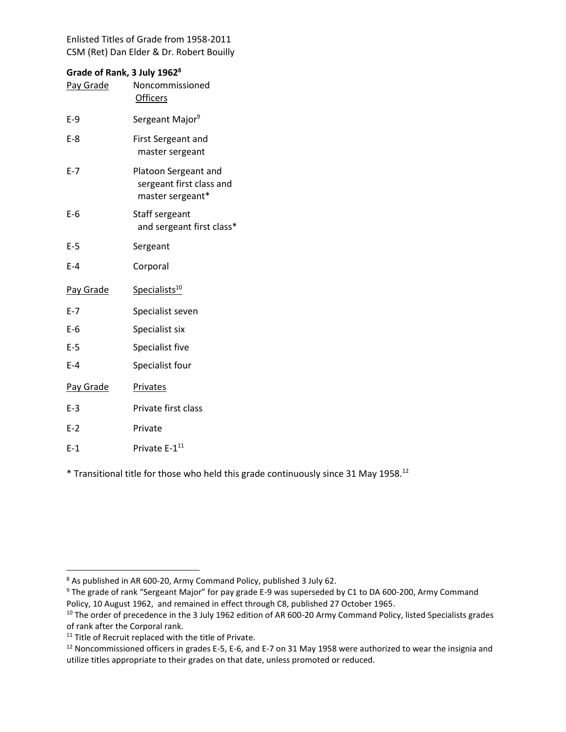Enlisted Titles of Grade from 1958-2011
CSM (Ret) Dan Elder & Dr. Robert Bouilly

**Grade of Rank, 3 July 1962**[8]

| Pay Grade | Noncommissioned Officers |
|---|---|
| E-9 | Sergeant Major[9] |
| E-8 | First Sergeant and master sergeant |
| E-7 | Platoon Sergeant and sergeant first class and master sergeant* |
| E-6 | Staff sergeant and sergeant first class* |
| E-5 | Sergeant |
| E-4 | Corporal |

| Pay Grade | Specialists[10] |
|---|---|
| E-7 | Specialist seven |
| E-6 | Specialist six |
| E-5 | Specialist five |
| E-4 | Specialist four |

| Pay Grade | Privates |
|---|---|
| E-3 | Private first class |
| E-2 | Private |
| E-1 | Private E-1[11] |

* Transitional title for those who held this grade continuously since 31 May 1958.[12]

---

[8] As published in AR 600-20, Army Command Policy, published 3 July 62.

[9] The grade of rank "Sergeant Major" for pay grade E-9 was superseded by C1 to DA 600-200, Army Command Policy, 10 August 1962, and remained in effect through C8, published 27 October 1965.

[10] The order of precedence in the 3 July 1962 edition of AR 600-20 Army Command Policy, listed Specialists grades of rank after the Corporal rank.

[11] Title of Recruit replaced with the title of Private.

[12] Noncommissioned officers in grades E-5, E-6, and E-7 on 31 May 1958 were authorized to wear the insignia and utilize titles appropriate to their grades on that date, unless promoted or reduced.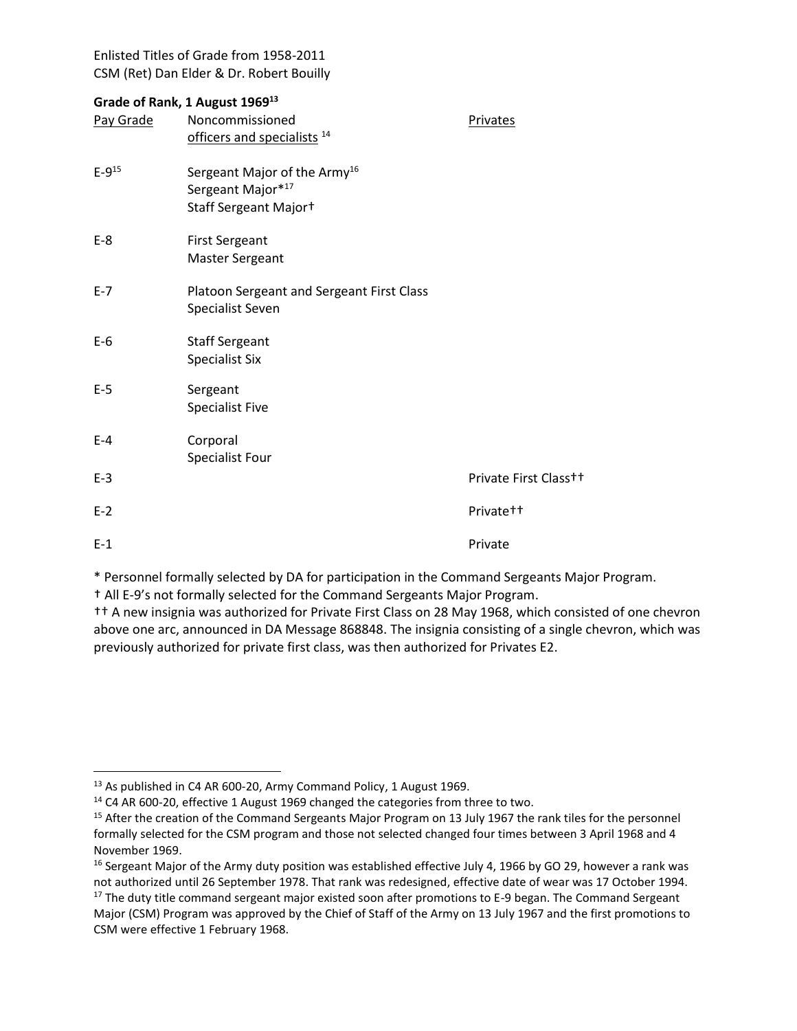Enlisted Titles of Grade from 1958-2011
CSM (Ret) Dan Elder & Dr. Robert Bouilly

**Grade of Rank, 1 August 1969[13]**

| Pay Grade | Noncommissioned officers and specialists [14] | Privates |
|---|---|---|
| E-9[15] | Sergeant Major of the Army[16]<br>Sergeant Major*[17]<br>Staff Sergeant Major† | |
| E-8 | First Sergeant<br>Master Sergeant | |
| E-7 | Platoon Sergeant and Sergeant First Class<br>Specialist Seven | |
| E-6 | Staff Sergeant<br>Specialist Six | |
| E-5 | Sergeant<br>Specialist Five | |
| E-4 | Corporal<br>Specialist Four | |
| E-3 | | Private First Class†† |
| E-2 | | Private†† |
| E-1 | | Private |

* Personnel formally selected by DA for participation in the Command Sergeants Major Program.

† All E-9's not formally selected for the Command Sergeants Major Program.

†† A new insignia was authorized for Private First Class on 28 May 1968, which consisted of one chevron above one arc, announced in DA Message 868848. The insignia consisting of a single chevron, which was previously authorized for private first class, was then authorized for Privates E2.

---

[13] As published in C4 AR 600-20, Army Command Policy, 1 August 1969.

[14] C4 AR 600-20, effective 1 August 1969 changed the categories from three to two.

[15] After the creation of the Command Sergeants Major Program on 13 July 1967 the rank tiles for the personnel formally selected for the CSM program and those not selected changed four times between 3 April 1968 and 4 November 1969.

[16] Sergeant Major of the Army duty position was established effective July 4, 1966 by GO 29, however a rank was not authorized until 26 September 1978. That rank was redesigned, effective date of wear was 17 October 1994.

[17] The duty title command sergeant major existed soon after promotions to E-9 began. The Command Sergeant Major (CSM) Program was approved by the Chief of Staff of the Army on 13 July 1967 and the first promotions to CSM were effective 1 February 1968.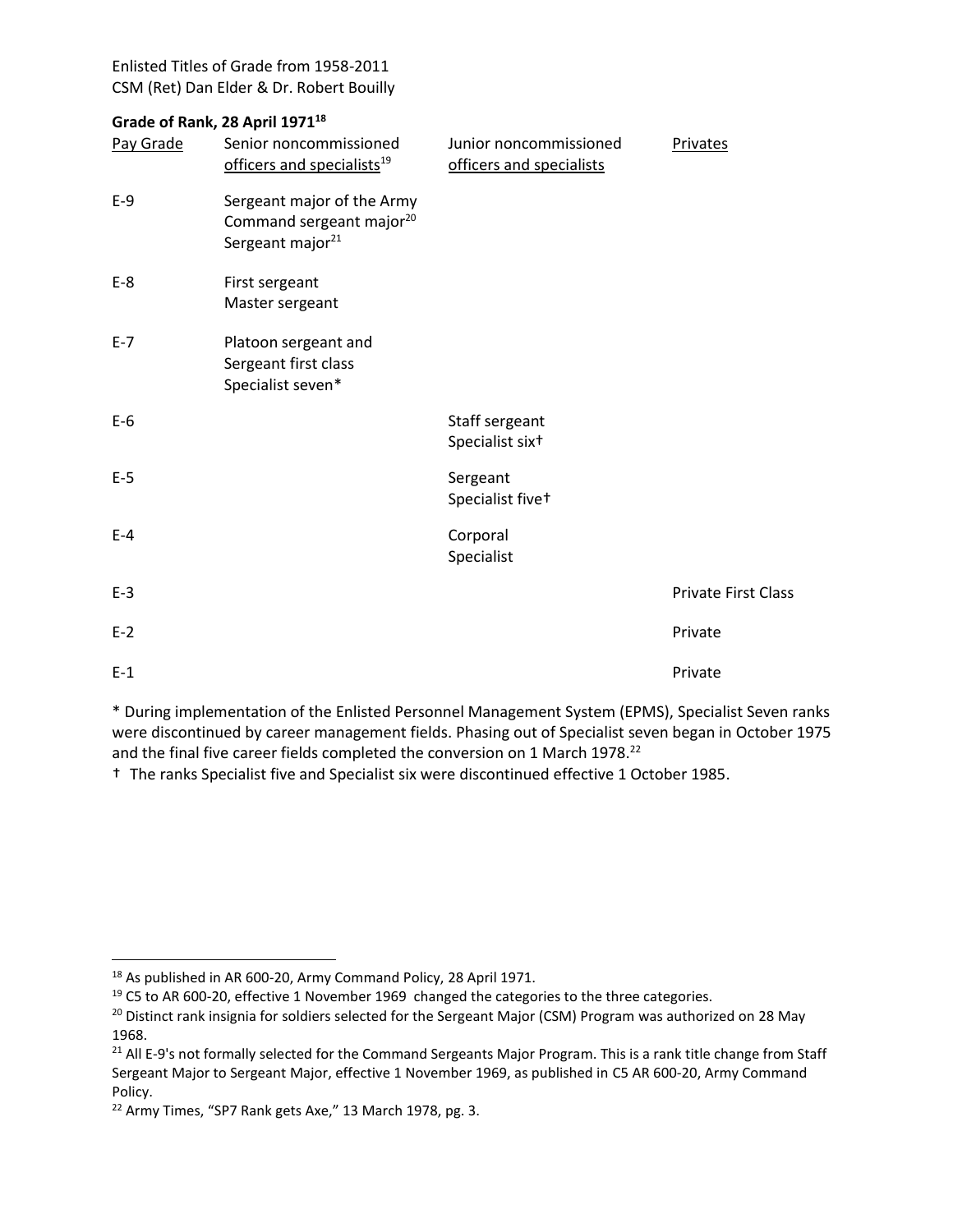Enlisted Titles of Grade from 1958-2011
CSM (Ret) Dan Elder & Dr. Robert Bouilly

**Grade of Rank, 28 April 1971[18]**

| Pay Grade | Senior noncommissioned officers and specialists[19] | Junior noncommissioned officers and specialists | Privates |
|---|---|---|---|
| E-9 | Sergeant major of the Army<br>Command sergeant major[20]<br>Sergeant major[21] | | |
| E-8 | First sergeant<br>Master sergeant | | |
| E-7 | Platoon sergeant and<br>Sergeant first class<br>Specialist seven* | | |
| E-6 | | Staff sergeant<br>Specialist six† | |
| E-5 | | Sergeant<br>Specialist five† | |
| E-4 | | Corporal<br>Specialist | |
| E-3 | | | Private First Class |
| E-2 | | | Private |
| E-1 | | | Private |

* During implementation of the Enlisted Personnel Management System (EPMS), Specialist Seven ranks were discontinued by career management fields. Phasing out of Specialist seven began in October 1975 and the final five career fields completed the conversion on 1 March 1978.[22]

† The ranks Specialist five and Specialist six were discontinued effective 1 October 1985.

---

[18] As published in AR 600-20, Army Command Policy, 28 April 1971.

[19] C5 to AR 600-20, effective 1 November 1969 changed the categories to the three categories.

[20] Distinct rank insignia for soldiers selected for the Sergeant Major (CSM) Program was authorized on 28 May 1968.

[21] All E-9's not formally selected for the Command Sergeants Major Program. This is a rank title change from Staff Sergeant Major to Sergeant Major, effective 1 November 1969, as published in C5 AR 600-20, Army Command Policy.

[22] Army Times, "SP7 Rank gets Axe," 13 March 1978, pg. 3.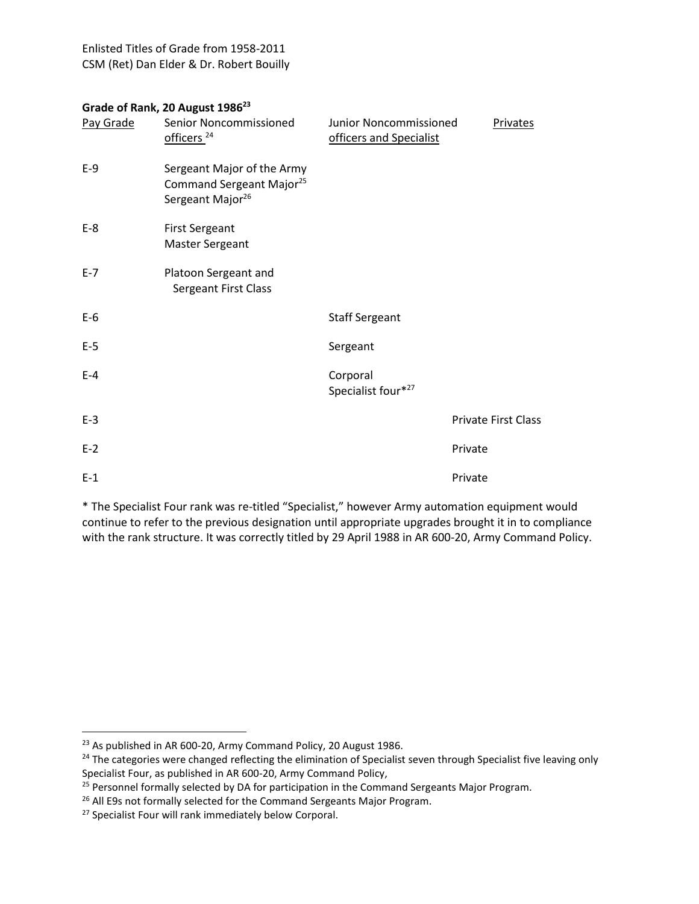Enlisted Titles of Grade from 1958-2011
CSM (Ret) Dan Elder & Dr. Robert Bouilly

**Grade of Rank, 20 August 1986[23]**

| Pay Grade | Senior Noncommissioned officers [24] | Junior Noncommissioned officers and Specialist | Privates |
|---|---|---|---|
| E-9 | Sergeant Major of the Army<br>Command Sergeant Major[25]<br>Sergeant Major[26] | | |
| E-8 | First Sergeant<br>Master Sergeant | | |
| E-7 | Platoon Sergeant and Sergeant First Class | | |
| E-6 | | Staff Sergeant | |
| E-5 | | Sergeant | |
| E-4 | | Corporal<br>Specialist four*[27] | |
| E-3 | | | Private First Class |
| E-2 | | | Private |
| E-1 | | | Private |

* The Specialist Four rank was re-titled "Specialist," however Army automation equipment would continue to refer to the previous designation until appropriate upgrades brought it in to compliance with the rank structure. It was correctly titled by 29 April 1988 in AR 600-20, Army Command Policy.

[23] As published in AR 600-20, Army Command Policy, 20 August 1986.

[24] The categories were changed reflecting the elimination of Specialist seven through Specialist five leaving only Specialist Four, as published in AR 600-20, Army Command Policy,

[25] Personnel formally selected by DA for participation in the Command Sergeants Major Program.

[26] All E9s not formally selected for the Command Sergeants Major Program.

[27] Specialist Four will rank immediately below Corporal.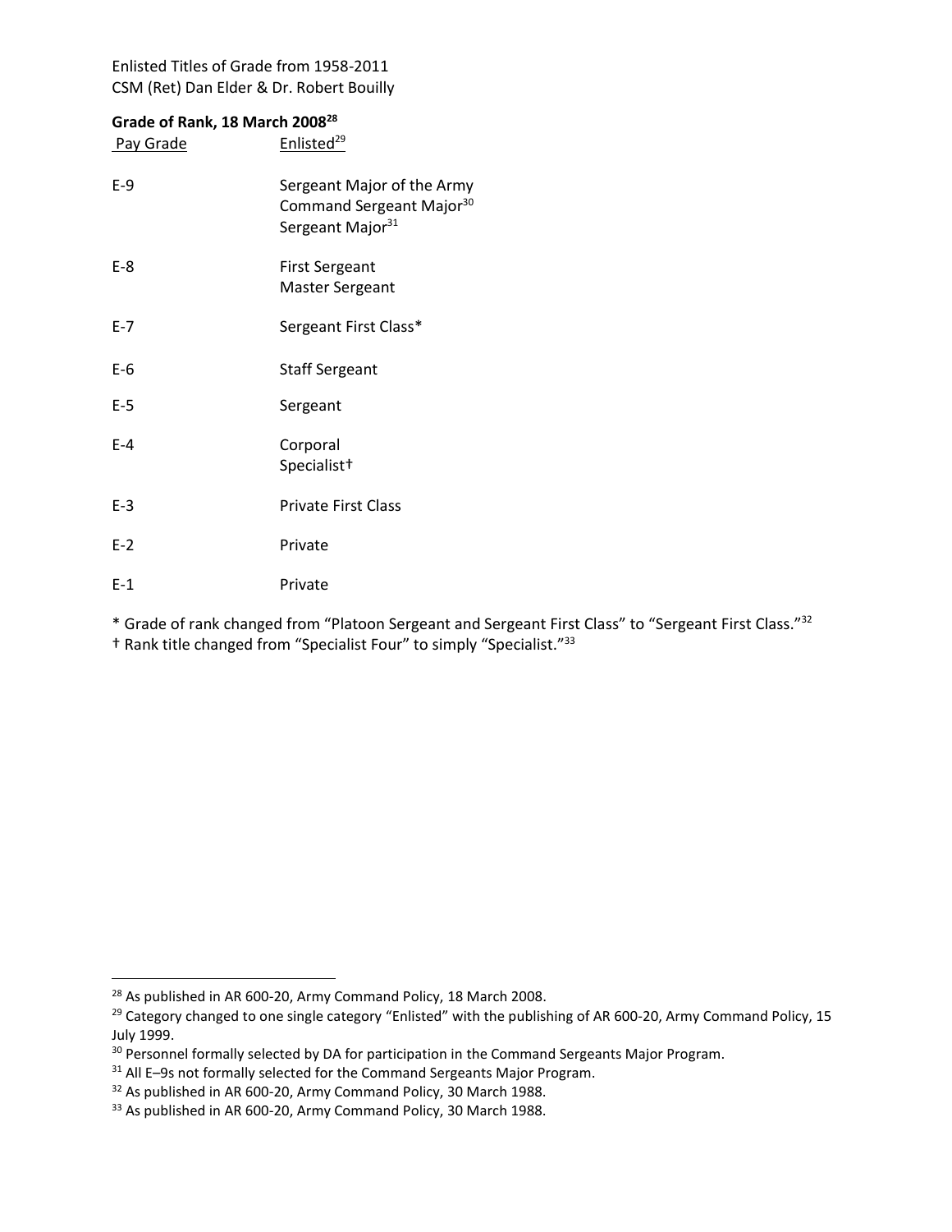**Grade of Rank, 18 March 2008[28]**

| Pay Grade | Enlisted[29] |
|---|---|
| E-9 | Sergeant Major of the Army<br>Command Sergeant Major[30]<br>Sergeant Major[31] |
| E-8 | First Sergeant<br>Master Sergeant |
| E-7 | Sergeant First Class* |
| E-6 | Staff Sergeant |
| E-5 | Sergeant |
| E-4 | Corporal<br>Specialist† |
| E-3 | Private First Class |
| E-2 | Private |
| E-1 | Private |

* Grade of rank changed from "Platoon Sergeant and Sergeant First Class" to "Sergeant First Class."[32]

† Rank title changed from "Specialist Four" to simply "Specialist."[33]

---

[28] As published in AR 600-20, Army Command Policy, 18 March 2008.

[29] Category changed to one single category "Enlisted" with the publishing of AR 600-20, Army Command Policy, 15 July 1999.

[30] Personnel formally selected by DA for participation in the Command Sergeants Major Program.

[31] All E–9s not formally selected for the Command Sergeants Major Program.

[32] As published in AR 600-20, Army Command Policy, 30 March 1988.

[33] As published in AR 600-20, Army Command Policy, 30 March 1988.